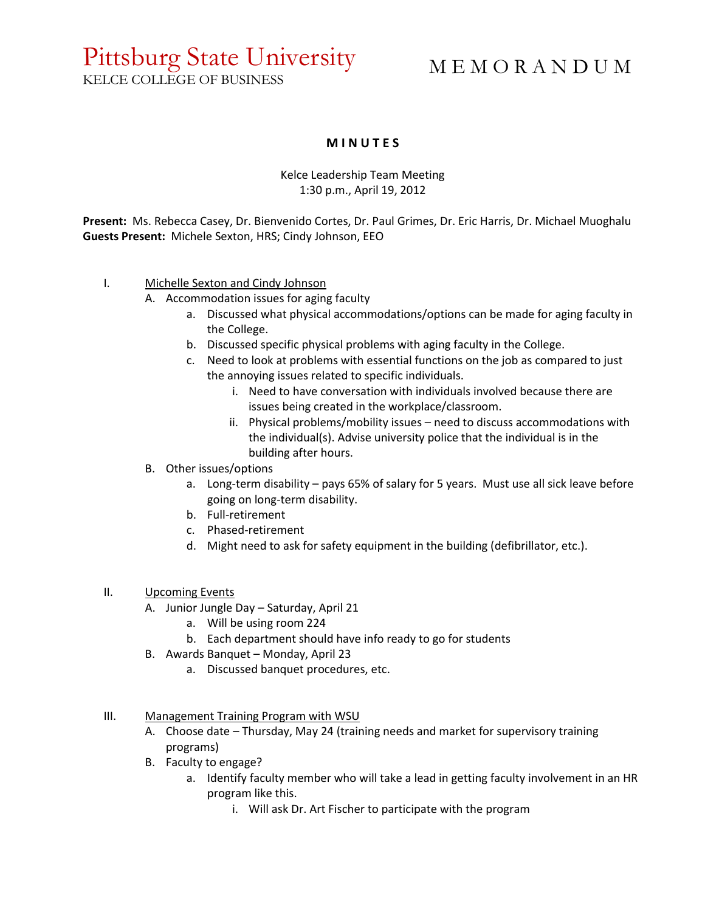Pittsburg State University
KELCE COLLEGE OF BUSINESS

# MEMORANDUM

## MINUTES

Kelce Leadership Team Meeting
1:30 p.m., April 19, 2012

**Present:** Ms. Rebecca Casey, Dr. Bienvenido Cortes, Dr. Paul Grimes, Dr. Eric Harris, Dr. Michael Muoghalu
**Guests Present:** Michele Sexton, HRS; Cindy Johnson, EEO

I. Michelle Sexton and Cindy Johnson
   - A. Accommodation issues for aging faculty
     - a. Discussed what physical accommodations/options can be made for aging faculty in the College.
     - b. Discussed specific physical problems with aging faculty in the College.
     - c. Need to look at problems with essential functions on the job as compared to just the annoying issues related to specific individuals.
       - i. Need to have conversation with individuals involved because there are issues being created in the workplace/classroom.
       - ii. Physical problems/mobility issues – need to discuss accommodations with the individual(s). Advise university police that the individual is in the building after hours.
   - B. Other issues/options
     - a. Long-term disability – pays 65% of salary for 5 years. Must use all sick leave before going on long-term disability.
     - b. Full-retirement
     - c. Phased-retirement
     - d. Might need to ask for safety equipment in the building (defibrillator, etc.).

II. Upcoming Events
   - A. Junior Jungle Day – Saturday, April 21
     - a. Will be using room 224
     - b. Each department should have info ready to go for students
   - B. Awards Banquet – Monday, April 23
     - a. Discussed banquet procedures, etc.

III. Management Training Program with WSU
   - A. Choose date – Thursday, May 24 (training needs and market for supervisory training programs)
   - B. Faculty to engage?
     - a. Identify faculty member who will take a lead in getting faculty involvement in an HR program like this.
       - i. Will ask Dr. Art Fischer to participate with the program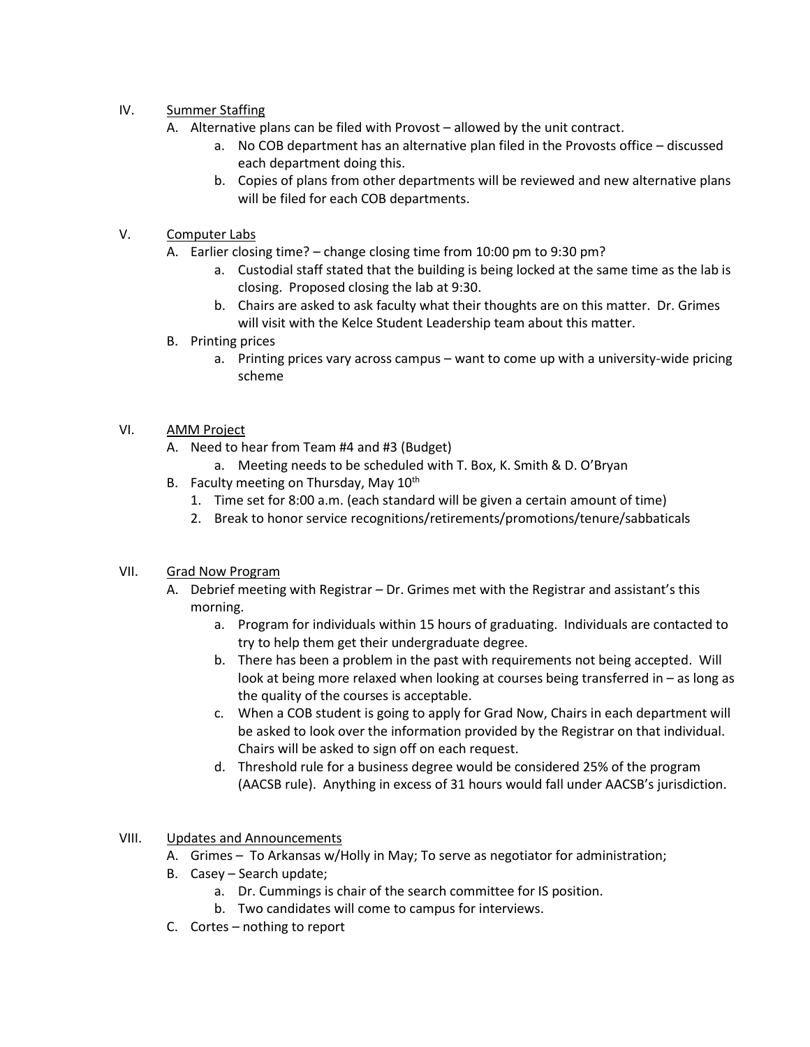IV. Summer Staffing

   A. Alternative plans can be filed with Provost – allowed by the unit contract.
      a. No COB department has an alternative plan filed in the Provosts office – discussed each department doing this.
      b. Copies of plans from other departments will be reviewed and new alternative plans will be filed for each COB departments.

V. Computer Labs

   A. Earlier closing time? – change closing time from 10:00 pm to 9:30 pm?
      a. Custodial staff stated that the building is being locked at the same time as the lab is closing. Proposed closing the lab at 9:30.
      b. Chairs are asked to ask faculty what their thoughts are on this matter. Dr. Grimes will visit with the Kelce Student Leadership team about this matter.
   B. Printing prices
      a. Printing prices vary across campus – want to come up with a university-wide pricing scheme

VI. AMM Project

   A. Need to hear from Team #4 and #3 (Budget)
      a. Meeting needs to be scheduled with T. Box, K. Smith & D. O'Bryan
   B. Faculty meeting on Thursday, May 10th
      1. Time set for 8:00 a.m. (each standard will be given a certain amount of time)
      2. Break to honor service recognitions/retirements/promotions/tenure/sabbaticals

VII. Grad Now Program

   A. Debrief meeting with Registrar – Dr. Grimes met with the Registrar and assistant's this morning.
      a. Program for individuals within 15 hours of graduating. Individuals are contacted to try to help them get their undergraduate degree.
      b. There has been a problem in the past with requirements not being accepted. Will look at being more relaxed when looking at courses being transferred in – as long as the quality of the courses is acceptable.
      c. When a COB student is going to apply for Grad Now, Chairs in each department will be asked to look over the information provided by the Registrar on that individual. Chairs will be asked to sign off on each request.
      d. Threshold rule for a business degree would be considered 25% of the program (AACSB rule). Anything in excess of 31 hours would fall under AACSB's jurisdiction.

VIII. Updates and Announcements

   A. Grimes – To Arkansas w/Holly in May; To serve as negotiator for administration;
   B. Casey – Search update;
      a. Dr. Cummings is chair of the search committee for IS position.
      b. Two candidates will come to campus for interviews.
   C. Cortes – nothing to report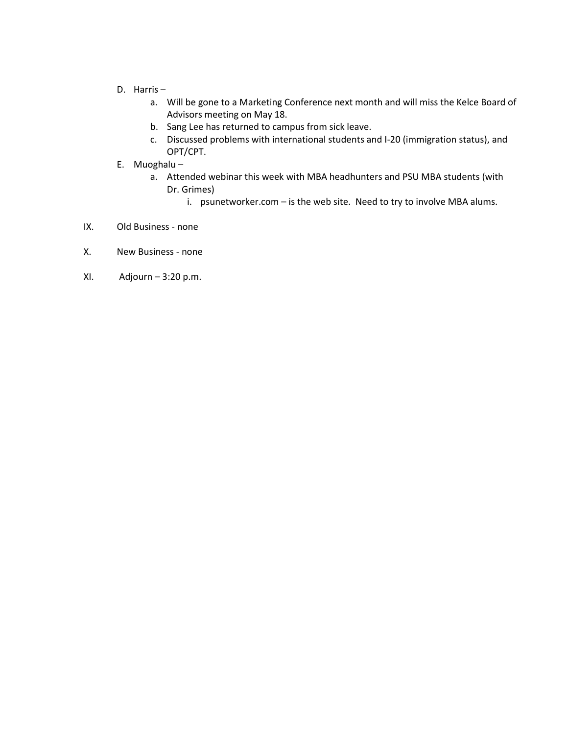D. Harris –
   a. Will be gone to a Marketing Conference next month and will miss the Kelce Board of Advisors meeting on May 18.
   b. Sang Lee has returned to campus from sick leave.
   c. Discussed problems with international students and I-20 (immigration status), and OPT/CPT.

E. Muoghalu –
   a. Attended webinar this week with MBA headhunters and PSU MBA students (with Dr. Grimes)
      i. psunetworker.com – is the web site. Need to try to involve MBA alums.

IX. Old Business - none

X. New Business - none

XI. Adjourn – 3:20 p.m.